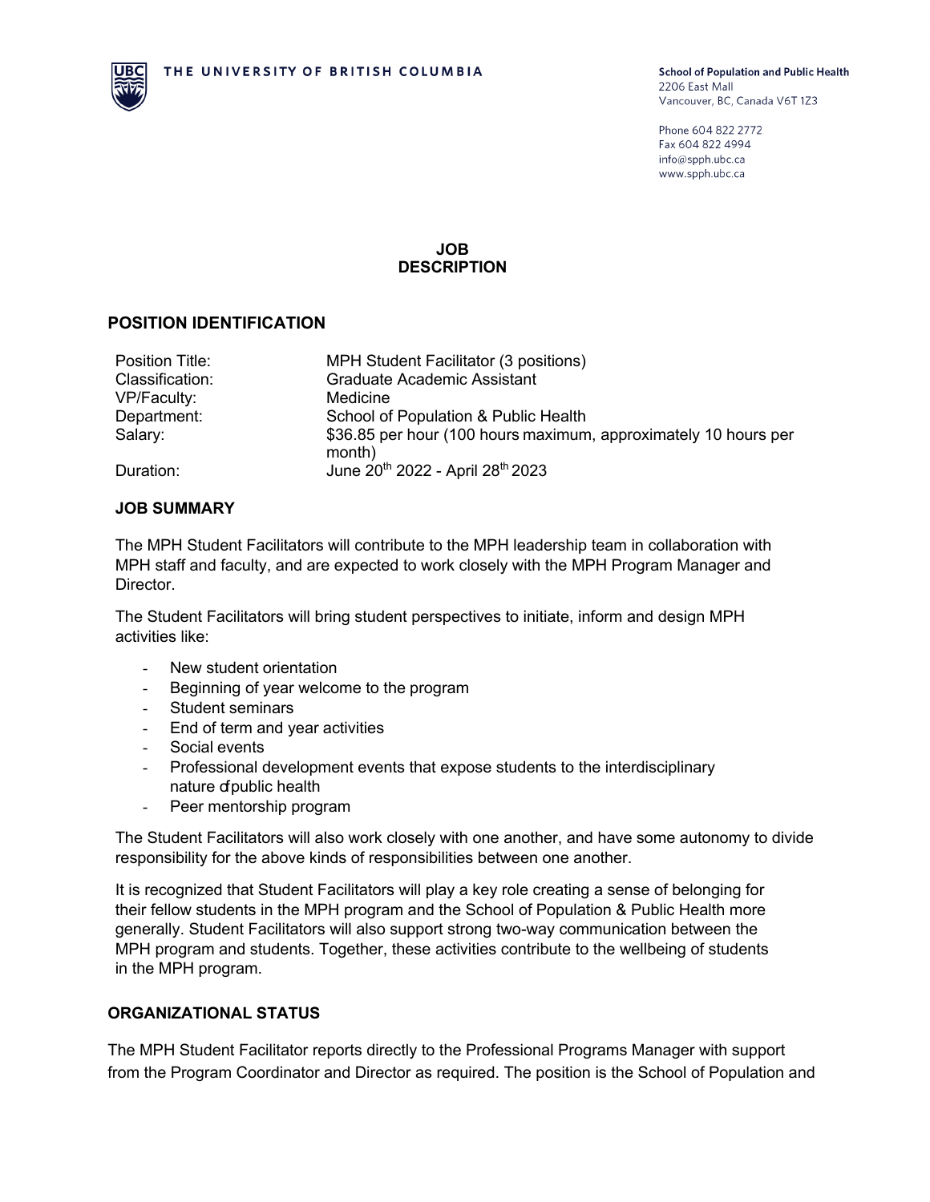THE UNIVERSITY OF BRITISH COLUMBIA

**School of Population and Public Health**
2206 East Mall
Vancouver, BC, Canada V6T 1Z3

Phone 604 822 2772
Fax 604 822 4994
info@spph.ubc.ca
www.spph.ubc.ca

# JOB DESCRIPTION

## POSITION IDENTIFICATION

| | |
|---|---|
| Position Title: | MPH Student Facilitator (3 positions) |
| Classification: | Graduate Academic Assistant |
| VP/Faculty: | Medicine |
| Department: | School of Population & Public Health |
| Salary: | $36.85 per hour (100 hours maximum, approximately 10 hours per month) |
| Duration: | June 20th 2022 - April 28th 2023 |

### JOB SUMMARY

The MPH Student Facilitators will contribute to the MPH leadership team in collaboration with MPH staff and faculty, and are expected to work closely with the MPH Program Manager and Director.

The Student Facilitators will bring student perspectives to initiate, inform and design MPH activities like:

- New student orientation
- Beginning of year welcome to the program
- Student seminars
- End of term and year activities
- Social events
- Professional development events that expose students to the interdisciplinary nature of public health
- Peer mentorship program

The Student Facilitators will also work closely with one another, and have some autonomy to divide responsibility for the above kinds of responsibilities between one another.

It is recognized that Student Facilitators will play a key role creating a sense of belonging for their fellow students in the MPH program and the School of Population & Public Health more generally. Student Facilitators will also support strong two-way communication between the MPH program and students. Together, these activities contribute to the wellbeing of students in the MPH program.

## ORGANIZATIONAL STATUS

The MPH Student Facilitator reports directly to the Professional Programs Manager with support from the Program Coordinator and Director as required. The position is the School of Population and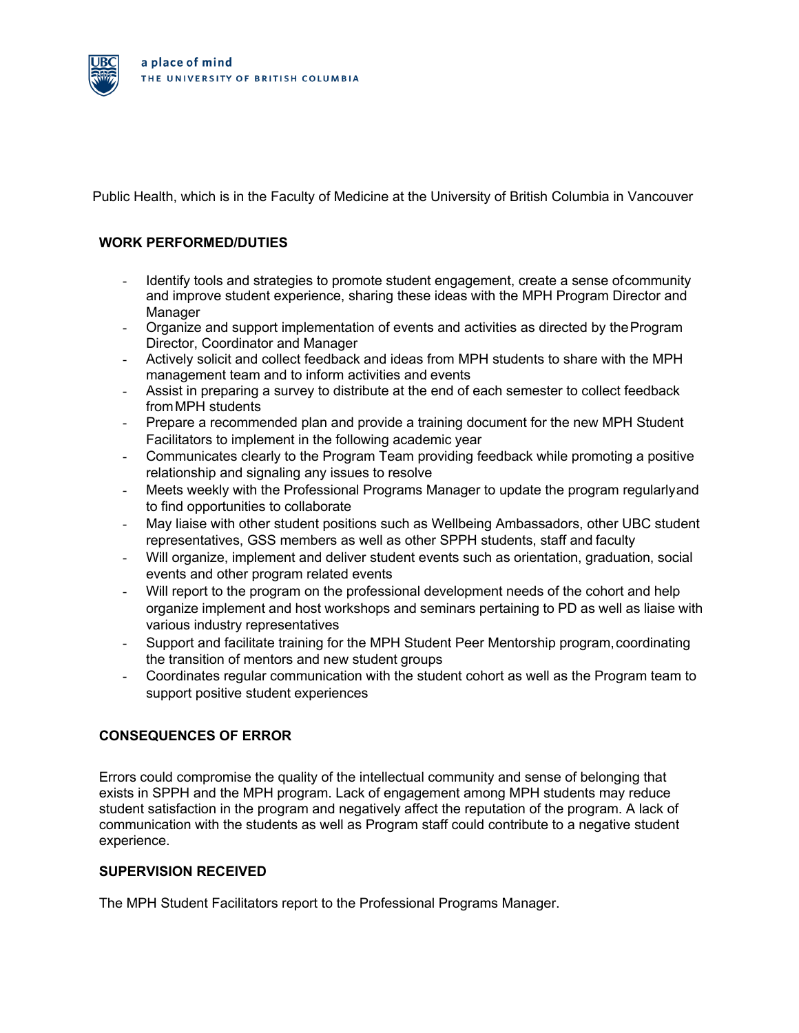Public Health, which is in the Faculty of Medicine at the University of British Columbia in Vancouver

**WORK PERFORMED/DUTIES**

- Identify tools and strategies to promote student engagement, create a sense of community and improve student experience, sharing these ideas with the MPH Program Director and Manager
- Organize and support implementation of events and activities as directed by the Program Director, Coordinator and Manager
- Actively solicit and collect feedback and ideas from MPH students to share with the MPH management team and to inform activities and events
- Assist in preparing a survey to distribute at the end of each semester to collect feedback from MPH students
- Prepare a recommended plan and provide a training document for the new MPH Student Facilitators to implement in the following academic year
- Communicates clearly to the Program Team providing feedback while promoting a positive relationship and signaling any issues to resolve
- Meets weekly with the Professional Programs Manager to update the program regularly and to find opportunities to collaborate
- May liaise with other student positions such as Wellbeing Ambassadors, other UBC student representatives, GSS members as well as other SPPH students, staff and faculty
- Will organize, implement and deliver student events such as orientation, graduation, social events and other program related events
- Will report to the program on the professional development needs of the cohort and help organize implement and host workshops and seminars pertaining to PD as well as liaise with various industry representatives
- Support and facilitate training for the MPH Student Peer Mentorship program, coordinating the transition of mentors and new student groups
- Coordinates regular communication with the student cohort as well as the Program team to support positive student experiences

**CONSEQUENCES OF ERROR**

Errors could compromise the quality of the intellectual community and sense of belonging that exists in SPPH and the MPH program. Lack of engagement among MPH students may reduce student satisfaction in the program and negatively affect the reputation of the program. A lack of communication with the students as well as Program staff could contribute to a negative student experience.

**SUPERVISION RECEIVED**

The MPH Student Facilitators report to the Professional Programs Manager.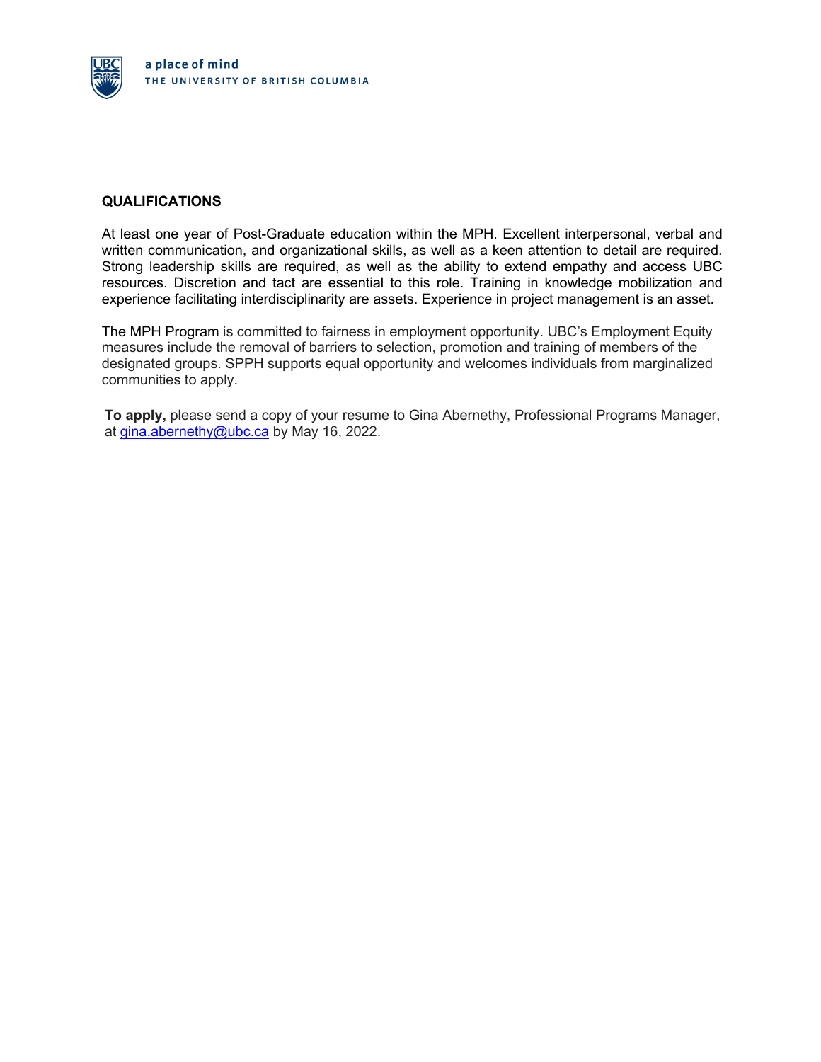## QUALIFICATIONS

At least one year of Post-Graduate education within the MPH. Excellent interpersonal, verbal and written communication, and organizational skills, as well as a keen attention to detail are required. Strong leadership skills are required, as well as the ability to extend empathy and access UBC resources. Discretion and tact are essential to this role. Training in knowledge mobilization and experience facilitating interdisciplinarity are assets. Experience in project management is an asset.

The MPH Program is committed to fairness in employment opportunity. UBC's Employment Equity measures include the removal of barriers to selection, promotion and training of members of the designated groups. SPPH supports equal opportunity and welcomes individuals from marginalized communities to apply.

**To apply,** please send a copy of your resume to Gina Abernethy, Professional Programs Manager, at gina.abernethy@ubc.ca by May 16, 2022.